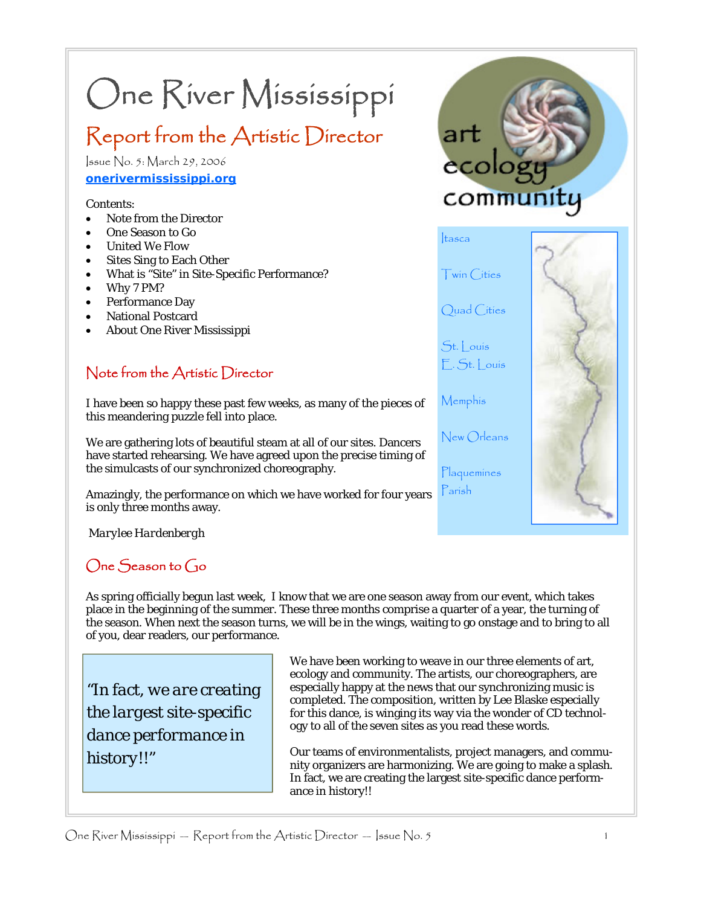# One River Mississippi

## Report from the Artistic Director

Issue No. 5: March 29, 2006

**onerivermississippi.org**

Contents:

- Note from the Director
- One Season to Go
- United We Flow
- Sites Sing to Each Other
- What is "Site" in Site-Specific Performance?
- Why 7 PM?
- Performance Day
- National Postcard
- About One River Mississippi

art
ecology
community

Itasca

Twin Cities

Quad Cities

St. Louis
E. St. Louis

Memphis

New Orleans

Plaquemines
Parish

### Note from the Artistic Director

I have been so happy these past few weeks, as many of the pieces of this meandering puzzle fell into place.

We are gathering lots of beautiful steam at all of our sites. Dancers have started rehearsing. We have agreed upon the precise timing of the simulcasts of our synchronized choreography.

Amazingly, the performance on which we have worked for four years is only three months away.

*Marylee Hardenbergh*

### One Season to Go

As spring officially begun last week, I know that we are one season away from our event, which takes place in the beginning of the summer. These three months comprise a quarter of a year, the turning of the season. When next the season turns, we will be in the wings, waiting to go onstage and to bring to all of you, dear readers, our performance.

> "In fact, we are creating the largest site-specific dance performance in history!!"

We have been working to weave in our three elements of art, ecology and community. The artists, our choreographers, are especially happy at the news that our synchronizing music is completed. The composition, written by Lee Blaske especially for this dance, is winging its way via the wonder of CD technology to all of the seven sites as you read these words.

Our teams of environmentalists, project managers, and community organizers are harmonizing. We are going to make a splash. In fact, we are creating the largest site-specific dance performance in history!!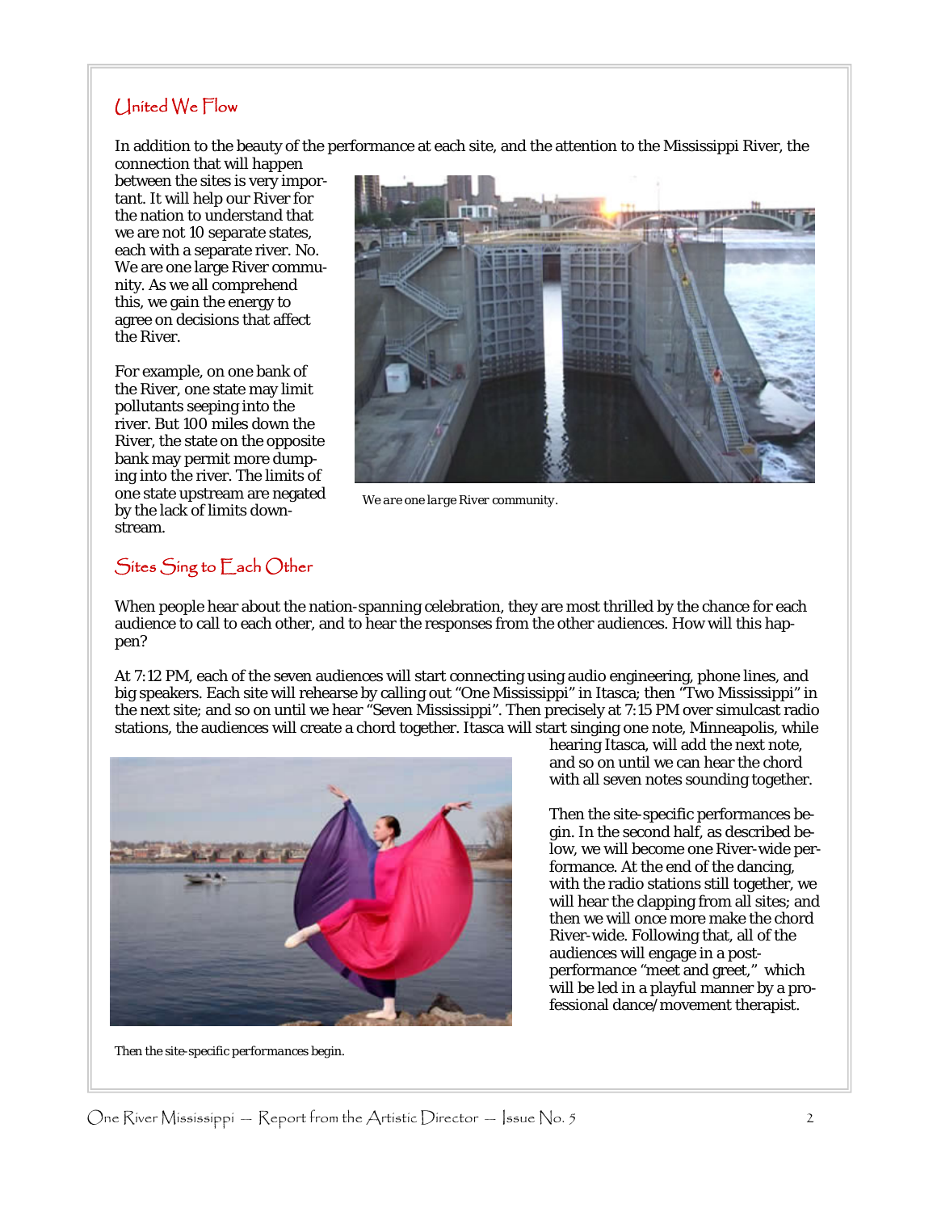## United We Flow

In addition to the beauty of the performance at each site, and the attention to the Mississippi River, the connection that will happen between the sites is very important. It will help our River for the nation to understand that we are not 10 separate states, each with a separate river. No. We are one large River community. As we all comprehend this, we gain the energy to agree on decisions that affect the River.

For example, on one bank of the River, one state may limit pollutants seeping into the river. But 100 miles down the River, the state on the opposite bank may permit more dumping into the river. The limits of one state upstream are negated by the lack of limits downstream.

*We are one large River community.*

## Sites Sing to Each Other

When people hear about the nation-spanning celebration, they are most thrilled by the chance for each audience to call to each other, and to hear the responses from the other audiences. How will this happen?

At 7:12 PM, each of the seven audiences will start connecting using audio engineering, phone lines, and big speakers. Each site will rehearse by calling out "One Mississippi" in Itasca; then "Two Mississippi" in the next site; and so on until we hear "Seven Mississippi". Then precisely at 7:15 PM over simulcast radio stations, the audiences will create a chord together. Itasca will start singing one note, Minneapolis, while hearing Itasca, will add the next note, and so on until we can hear the chord with all seven notes sounding together.

Then the site-specific performances begin. In the second half, as described below, we will become one River-wide performance. At the end of the dancing, with the radio stations still together, we will hear the clapping from all sites; and then we will once more make the chord River-wide. Following that, all of the audiences will engage in a post-performance "meet and greet," which will be led in a playful manner by a professional dance/movement therapist.

*Then the site-specific performances begin.*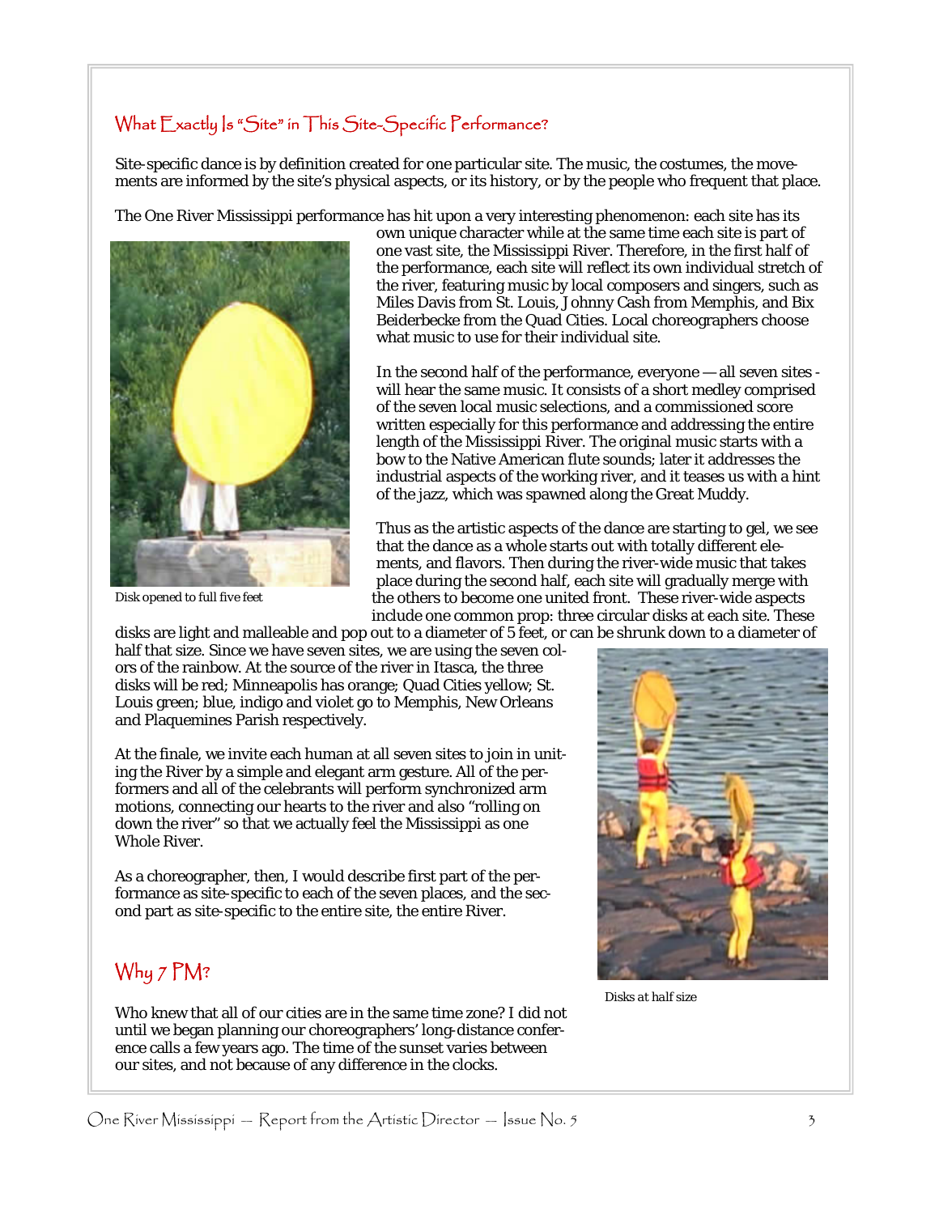## What Exactly Is "Site" in This Site-Specific Performance?

Site-specific dance is by definition created for one particular site. The music, the costumes, the movements are informed by the site's physical aspects, or its history, or by the people who frequent that place.

The One River Mississippi performance has hit upon a very interesting phenomenon: each site has its own unique character while at the same time each site is part of one vast site, the Mississippi River. Therefore, in the first half of the performance, each site will reflect its own individual stretch of the river, featuring music by local composers and singers, such as Miles Davis from St. Louis, Johnny Cash from Memphis, and Bix Beiderbecke from the Quad Cities. Local choreographers choose what music to use for their individual site.

Disk opened to full five feet

In the second half of the performance, everyone — all seven sites - will hear the same music. It consists of a short medley comprised of the seven local music selections, and a commissioned score written especially for this performance and addressing the entire length of the Mississippi River. The original music starts with a bow to the Native American flute sounds; later it addresses the industrial aspects of the working river, and it teases us with a hint of the jazz, which was spawned along the Great Muddy.

Thus as the artistic aspects of the dance are starting to gel, we see that the dance as a whole starts out with totally different elements, and flavors. Then during the river-wide music that takes place during the second half, each site will gradually merge with the others to become one united front. These river-wide aspects include one common prop: three circular disks at each site. These disks are light and malleable and pop out to a diameter of 5 feet, or can be shrunk down to a diameter of half that size. Since we have seven sites, we are using the seven colors of the rainbow. At the source of the river in Itasca, the three disks will be red; Minneapolis has orange; Quad Cities yellow; St. Louis green; blue, indigo and violet go to Memphis, New Orleans and Plaquemines Parish respectively.

At the finale, we invite each human at all seven sites to join in uniting the River by a simple and elegant arm gesture. All of the performers and all of the celebrants will perform synchronized arm motions, connecting our hearts to the river and also "rolling on down the river" so that we actually feel the Mississippi as one Whole River.

As a choreographer, then, I would describe first part of the performance as site-specific to each of the seven places, and the second part as site-specific to the entire site, the entire River.

Disks at half size

## Why 7 PM?

Who knew that all of our cities are in the same time zone? I did not until we began planning our choreographers' long-distance conference calls a few years ago. The time of the sunset varies between our sites, and not because of any difference in the clocks.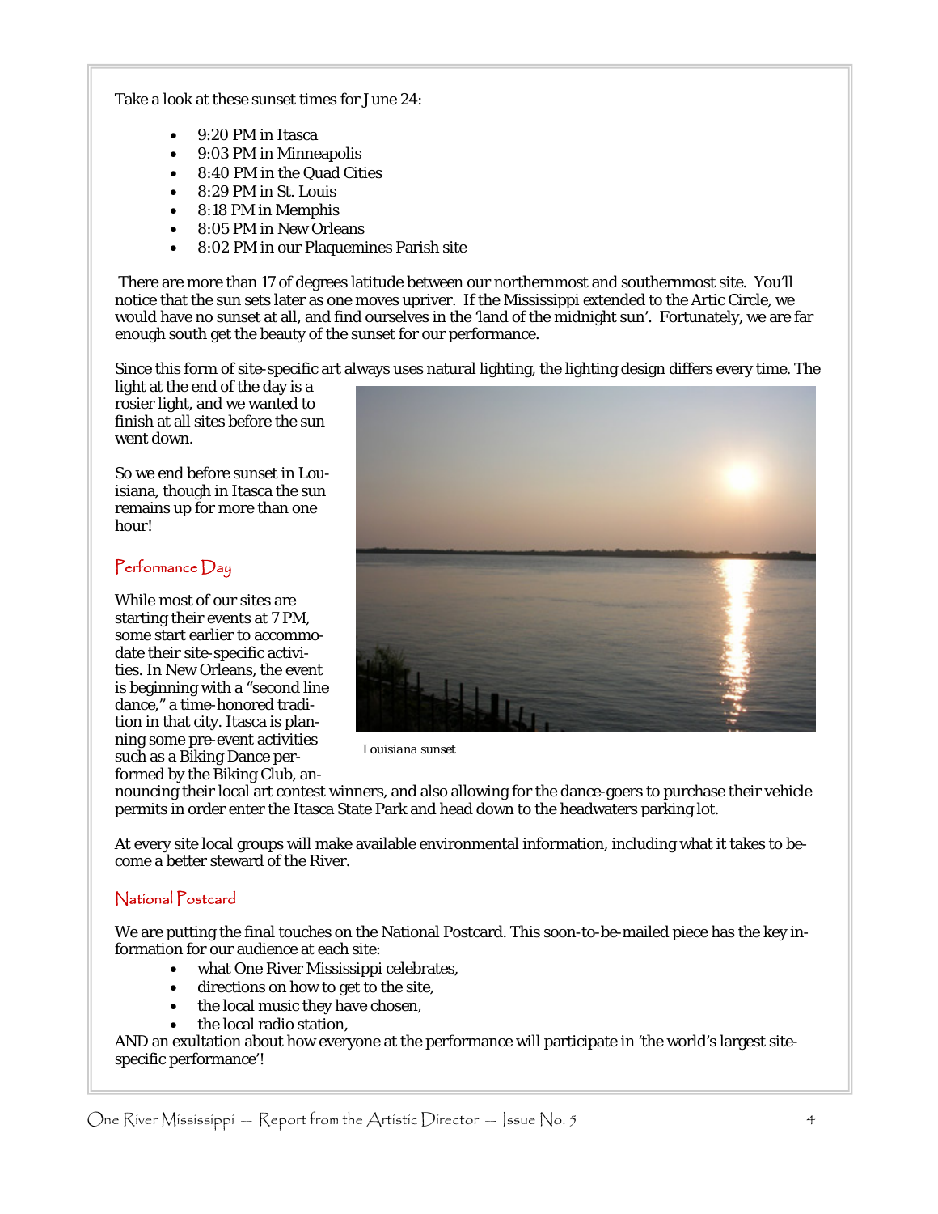Take a look at these sunset times for June 24:

- 9:20 PM in Itasca
- 9:03 PM in Minneapolis
- 8:40 PM in the Quad Cities
- 8:29 PM in St. Louis
- 8:18 PM in Memphis
- 8:05 PM in New Orleans
- 8:02 PM in our Plaquemines Parish site

There are more than 17 of degrees latitude between our northernmost and southernmost site. You'll notice that the sun sets later as one moves upriver. If the Mississippi extended to the Artic Circle, we would have no sunset at all, and find ourselves in the 'land of the midnight sun'. Fortunately, we are far enough south get the beauty of the sunset for our performance.

Since this form of site-specific art always uses natural lighting, the lighting design differs every time. The light at the end of the day is a rosier light, and we wanted to finish at all sites before the sun went down.

So we end before sunset in Louisiana, though in Itasca the sun remains up for more than one hour!

Louisiana sunset

## Performance Day

While most of our sites are starting their events at 7 PM, some start earlier to accommodate their site-specific activities. In New Orleans, the event is beginning with a "second line dance," a time-honored tradition in that city. Itasca is planning some pre-event activities such as a Biking Dance performed by the Biking Club, announcing their local art contest winners, and also allowing for the dance-goers to purchase their vehicle permits in order enter the Itasca State Park and head down to the headwaters parking lot.

At every site local groups will make available environmental information, including what it takes to become a better steward of the River.

## National Postcard

We are putting the final touches on the National Postcard. This soon-to-be-mailed piece has the key information for our audience at each site:

- what One River Mississippi celebrates,
- directions on how to get to the site,
- the local music they have chosen,
- the local radio station,

AND an exultation about how everyone at the performance will participate in 'the world's largest site-specific performance'!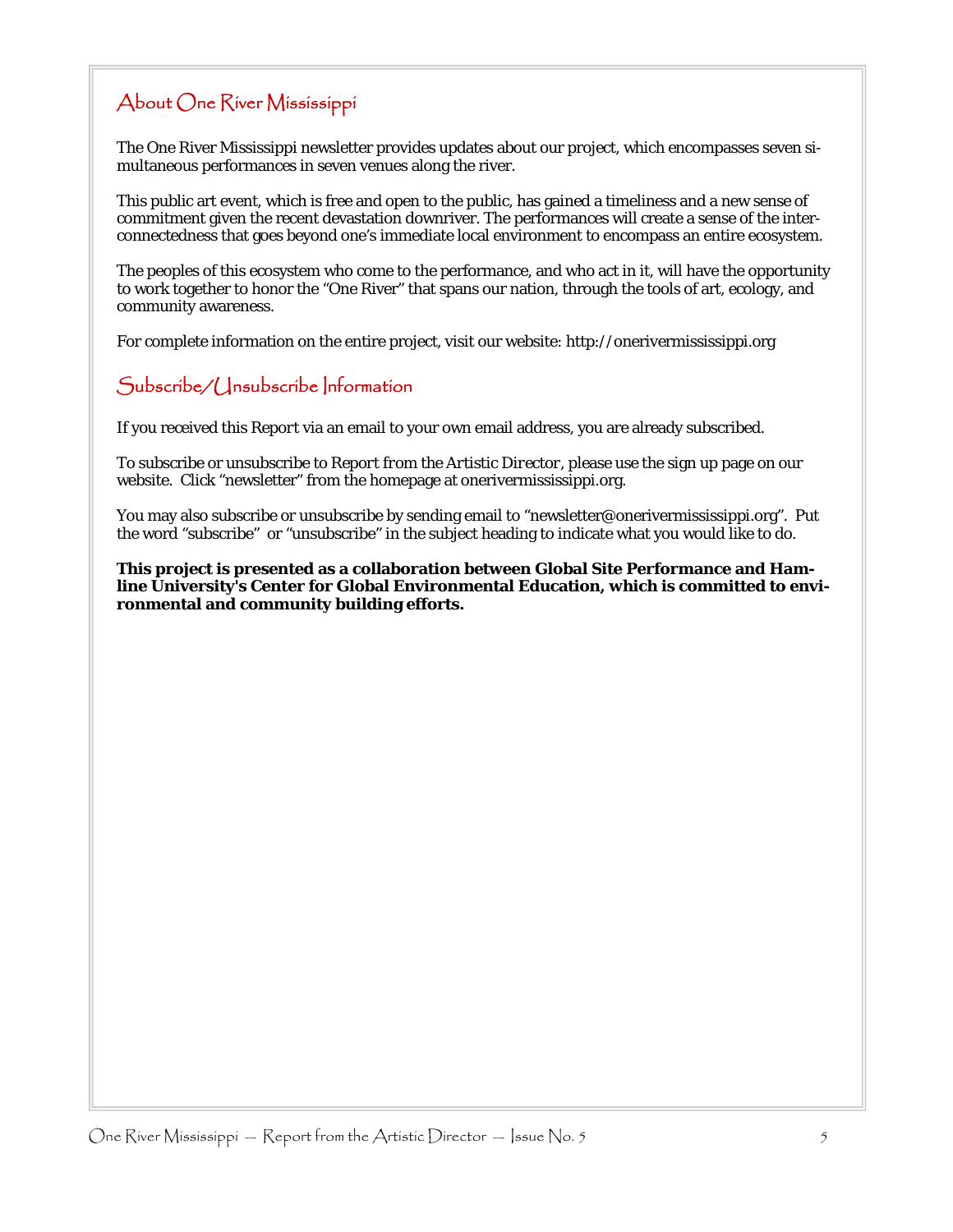## About One River Mississippi

The One River Mississippi newsletter provides updates about our project, which encompasses seven simultaneous performances in seven venues along the river.

This public art event, which is free and open to the public, has gained a timeliness and a new sense of commitment given the recent devastation downriver. The performances will create a sense of the interconnectedness that goes beyond one's immediate local environment to encompass an entire ecosystem.

The peoples of this ecosystem who come to the performance, and who act in it, will have the opportunity to work together to honor the "One River" that spans our nation, through the tools of art, ecology, and community awareness.

For complete information on the entire project, visit our website: http://onerivermississippi.org

## Subscribe/Unsubscribe Information

If you received this Report via an email to your own email address, you are already subscribed.

To subscribe or unsubscribe to *Report from the Artistic Director*, please use the sign up page on our website. Click "newsletter" from the homepage at onerivermississippi.org.

You may also subscribe or unsubscribe by sending email to "newsletter@onerivermississippi.org". Put the word "subscribe" or "unsubscribe" in the subject heading to indicate what you would like to do.

**This project is presented as a collaboration between Global Site Performance and Hamline University's Center for Global Environmental Education, which is committed to environmental and community building efforts.**